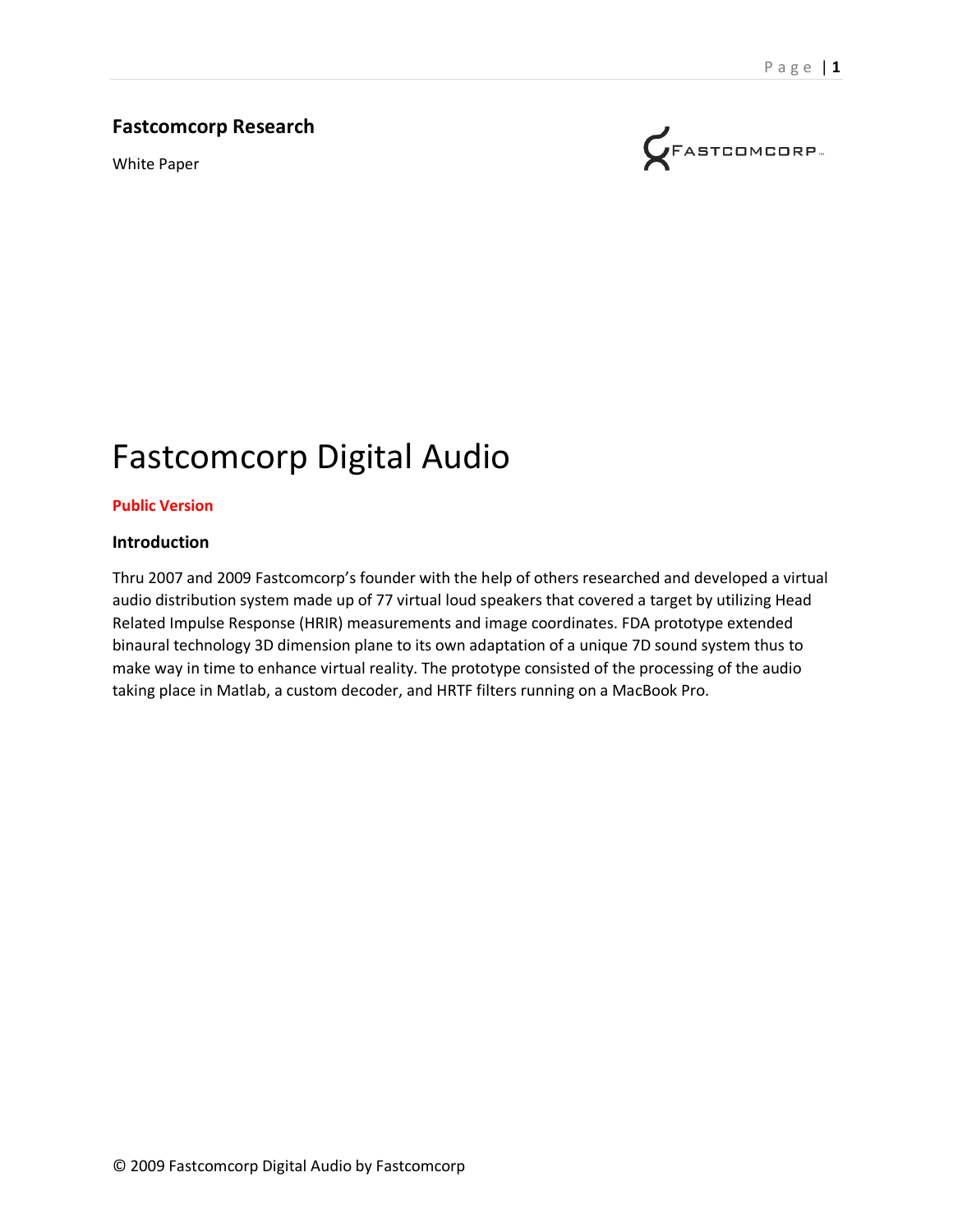**Fastcomcorp Research**

White Paper

# Fastcomcorp Digital Audio

**Public Version**

### Introduction

Thru 2007 and 2009 Fastcomcorp's founder with the help of others researched and developed a virtual audio distribution system made up of 77 virtual loud speakers that covered a target by utilizing Head Related Impulse Response (HRIR) measurements and image coordinates. FDA prototype extended binaural technology 3D dimension plane to its own adaptation of a unique 7D sound system thus to make way in time to enhance virtual reality. The prototype consisted of the processing of the audio taking place in Matlab, a custom decoder, and HRTF filters running on a MacBook Pro.

© 2009 Fastcomcorp Digital Audio by Fastcomcorp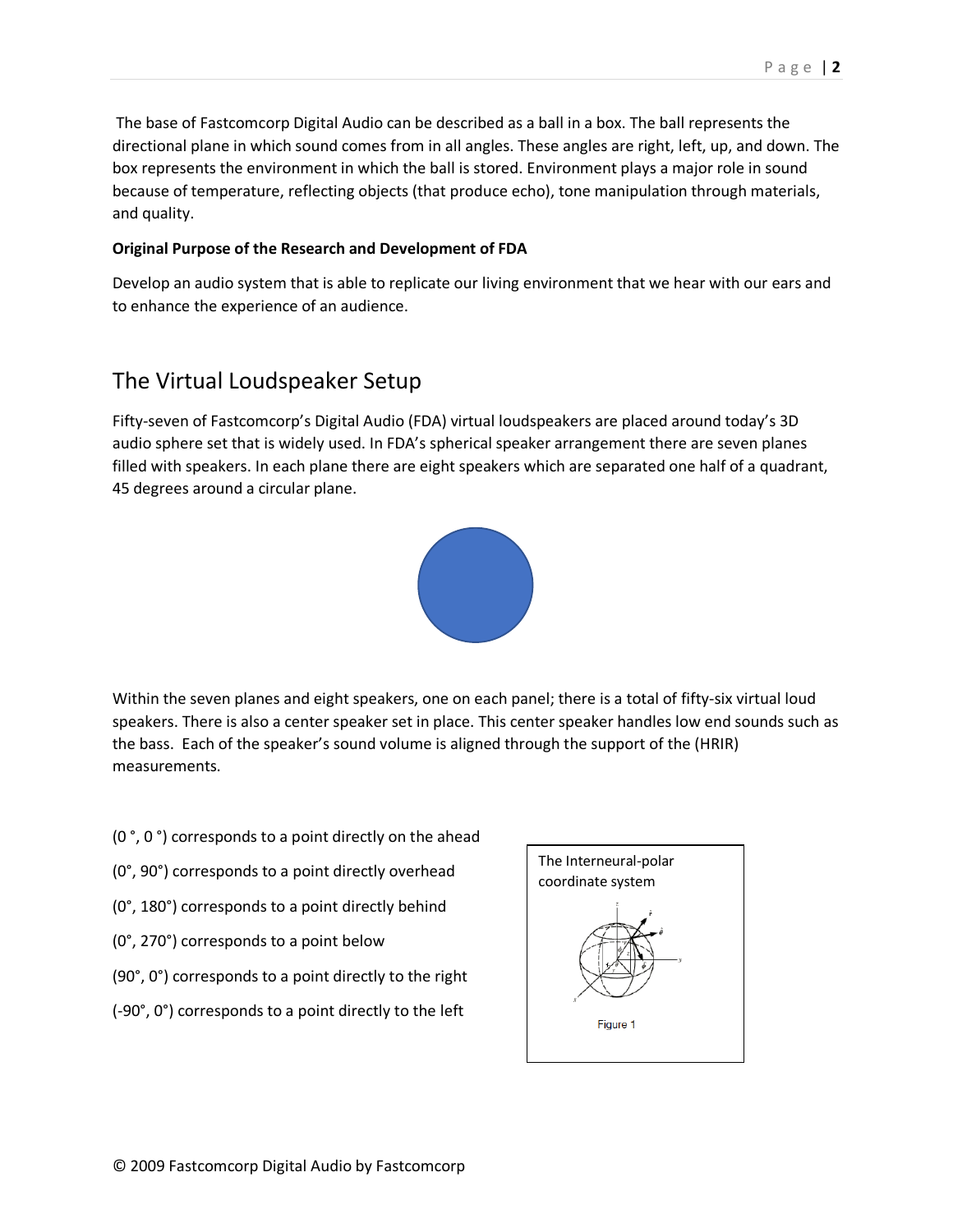The base of Fastcomcorp Digital Audio can be described as a ball in a box. The ball represents the directional plane in which sound comes from in all angles. These angles are right, left, up, and down. The box represents the environment in which the ball is stored. Environment plays a major role in sound because of temperature, reflecting objects (that produce echo), tone manipulation through materials, and quality.

**Original Purpose of the Research and Development of FDA**

Develop an audio system that is able to replicate our living environment that we hear with our ears and to enhance the experience of an audience.

## The Virtual Loudspeaker Setup

Fifty-seven of Fastcomcorp's Digital Audio (FDA) virtual loudspeakers are placed around today's 3D audio sphere set that is widely used. In FDA's spherical speaker arrangement there are seven planes filled with speakers. In each plane there are eight speakers which are separated one half of a quadrant, 45 degrees around a circular plane.

Within the seven planes and eight speakers, one on each panel; there is a total of fifty-six virtual loud speakers. There is also a center speaker set in place. This center speaker handles low end sounds such as the bass. Each of the speaker's sound volume is aligned through the support of the (HRIR) measurements.

(0°, 0°) corresponds to a point directly on the ahead

(0°, 90°) corresponds to a point directly overhead

(0°, 180°) corresponds to a point directly behind

(0°, 270°) corresponds to a point below

(90°, 0°) corresponds to a point directly to the right

(-90°, 0°) corresponds to a point directly to the left

The Interneural-polar coordinate system

Figure 1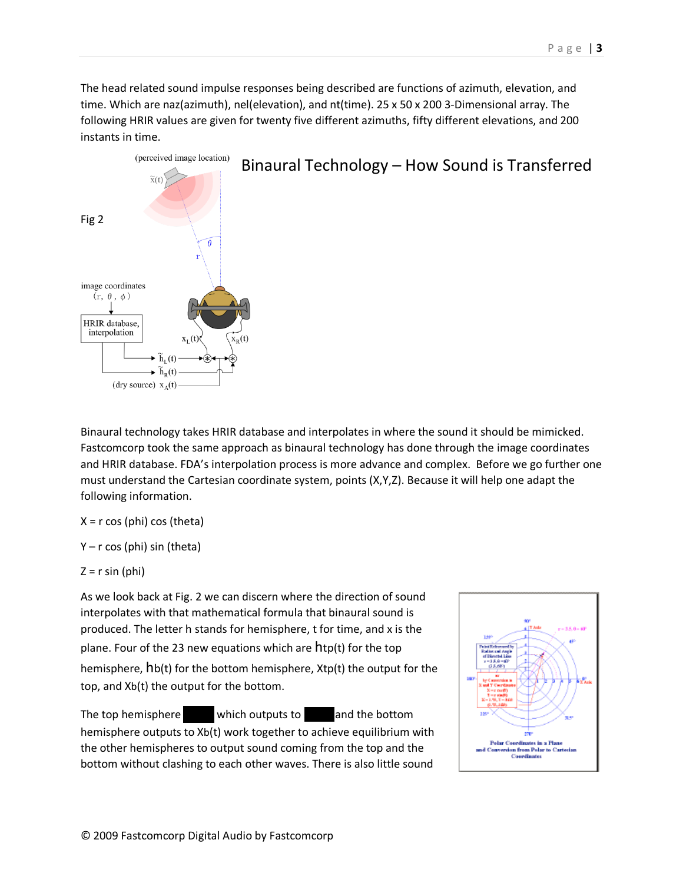The head related sound impulse responses being described are functions of azimuth, elevation, and time. Which are naz(azimuth), nel(elevation), and nt(time). 25 x 50 x 200 3-Dimensional array. The following HRIR values are given for twenty five different azimuths, fifty different elevations, and 200 instants in time.

Fig 2

## Binaural Technology – How Sound is Transferred

Binaural technology takes HRIR database and interpolates in where the sound it should be mimicked. Fastcomcorp took the same approach as binaural technology has done through the image coordinates and HRIR database. FDA's interpolation process is more advance and complex. Before we go further one must understand the Cartesian coordinate system, points (X,Y,Z). Because it will help one adapt the following information.

X = r cos (phi) cos (theta)

Y – r cos (phi) sin (theta)

Z = r sin (phi)

As we look back at Fig. 2 we can discern where the direction of sound interpolates with that mathematical formula that binaural sound is produced. The letter h stands for hemisphere, t for time, and x is the plane. Four of the 23 new equations which are htp(t) for the top hemisphere, hb(t) for the bottom hemisphere, Xtp(t) the output for the top, and Xb(t) the output for the bottom.

The top hemisphere ██████ which outputs to ██████ and the bottom hemisphere outputs to Xb(t) work together to achieve equilibrium with the other hemispheres to output sound coming from the top and the bottom without clashing to each other waves. There is also little sound

Polar Coordinates in a Plane and Conversion from Polar to Cartesian Coordinates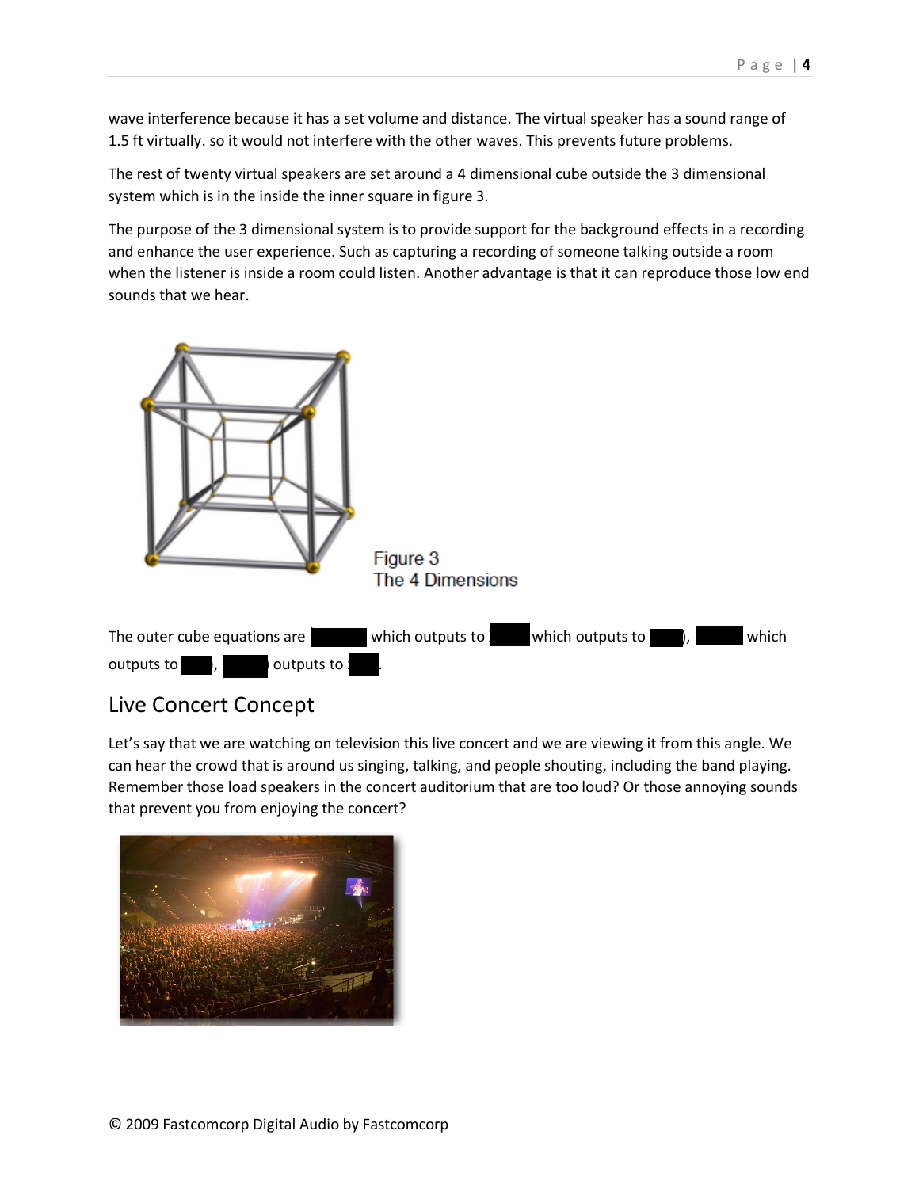wave interference because it has a set volume and distance. The virtual speaker has a sound range of 1.5 ft virtually. so it would not interfere with the other waves. This prevents future problems.

The rest of twenty virtual speakers are set around a 4 dimensional cube outside the 3 dimensional system which is in the inside the inner square in figure 3.

The purpose of the 3 dimensional system is to provide support for the background effects in a recording and enhance the user experience. Such as capturing a recording of someone talking outside a room when the listener is inside a room could listen. Another advantage is that it can reproduce those low end sounds that we hear.

Figure 3
The 4 Dimensions

The outer cube equations are which outputs to which outputs to ), which outputs to , outputs to .

## Live Concert Concept

Let's say that we are watching on television this live concert and we are viewing it from this angle. We can hear the crowd that is around us singing, talking, and people shouting, including the band playing. Remember those load speakers in the concert auditorium that are too loud? Or those annoying sounds that prevent you from enjoying the concert?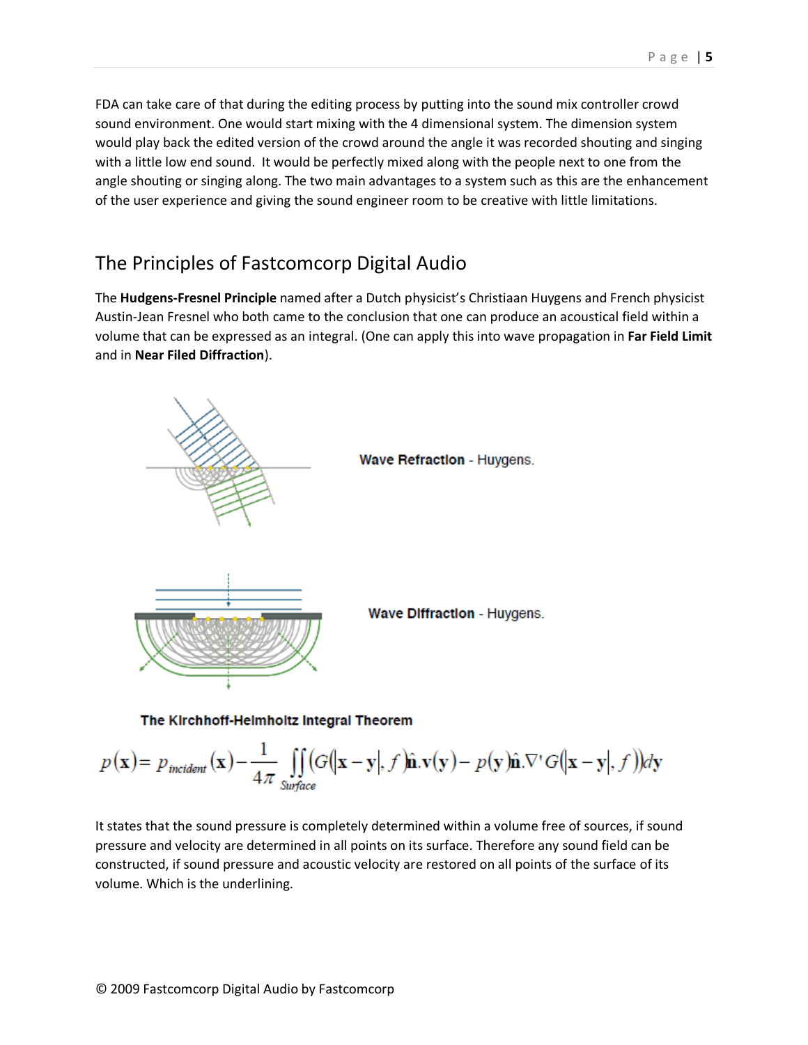FDA can take care of that during the editing process by putting into the sound mix controller crowd sound environment. One would start mixing with the 4 dimensional system. The dimension system would play back the edited version of the crowd around the angle it was recorded shouting and singing with a little low end sound. It would be perfectly mixed along with the people next to one from the angle shouting or singing along. The two main advantages to a system such as this are the enhancement of the user experience and giving the sound engineer room to be creative with little limitations.

## The Principles of Fastcomcorp Digital Audio

The **Hudgens-Fresnel Principle** named after a Dutch physicist's Christiaan Huygens and French physicist Austin-Jean Fresnel who both came to the conclusion that one can produce an acoustical field within a volume that can be expressed as an integral. (One can apply this into wave propagation in **Far Field Limit** and in **Near Filed Diffraction**).

**Wave Refraction** - Huygens.

**Wave Diffraction** - Huygens.

**The Kirchhoff-Helmholtz Integral Theorem**

$$p(\mathbf{x}) = p_{incident}(\mathbf{x}) - \frac{1}{4\pi} \iint_{Surface} \left( G(|\mathbf{x}-\mathbf{y}|, f)\hat{\mathbf{n}}.\mathbf{v}(\mathbf{y}) - p(\mathbf{y})\hat{\mathbf{n}}.\nabla' G(|\mathbf{x}-\mathbf{y}|, f) \right) d\mathbf{y}$$

It states that the sound pressure is completely determined within a volume free of sources, if sound pressure and velocity are determined in all points on its surface. Therefore any sound field can be constructed, if sound pressure and acoustic velocity are restored on all points of the surface of its volume. Which is the underlining.

© 2009 Fastcomcorp Digital Audio by Fastcomcorp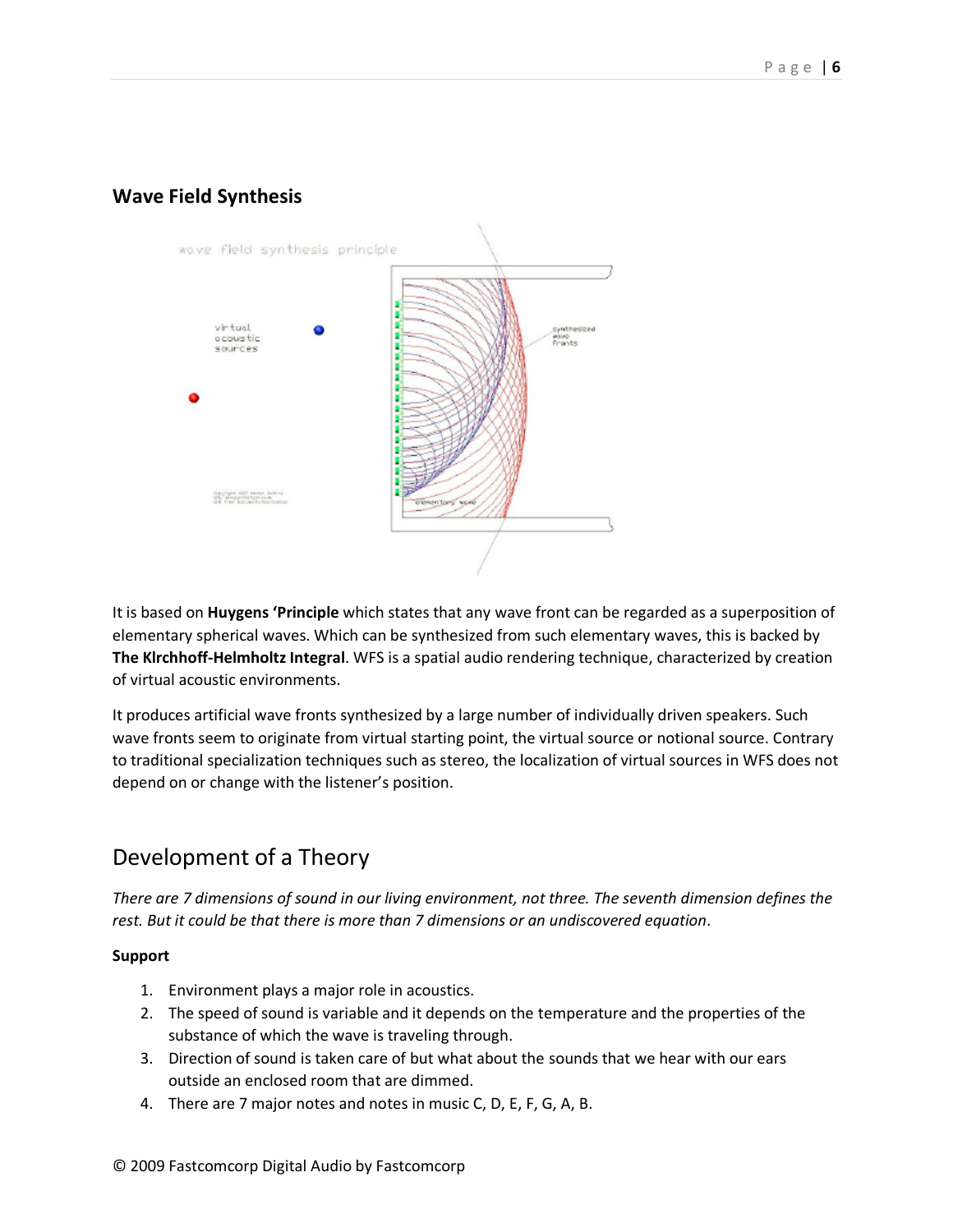## Wave Field Synthesis

It is based on **Huygens 'Principle** which states that any wave front can be regarded as a superposition of elementary spherical waves. Which can be synthesized from such elementary waves, this is backed by **The Klrchhoff-Helmholtz Integral**. WFS is a spatial audio rendering technique, characterized by creation of virtual acoustic environments.

It produces artificial wave fronts synthesized by a large number of individually driven speakers. Such wave fronts seem to originate from virtual starting point, the virtual source or notional source. Contrary to traditional specialization techniques such as stereo, the localization of virtual sources in WFS does not depend on or change with the listener's position.

## Development of a Theory

*There are 7 dimensions of sound in our living environment, not three. The seventh dimension defines the rest. But it could be that there is more than 7 dimensions or an undiscovered equation*.

**Support**

1. Environment plays a major role in acoustics.
2. The speed of sound is variable and it depends on the temperature and the properties of the substance of which the wave is traveling through.
3. Direction of sound is taken care of but what about the sounds that we hear with our ears outside an enclosed room that are dimmed.
4. There are 7 major notes and notes in music C, D, E, F, G, A, B.

© 2009 Fastcomcorp Digital Audio by Fastcomcorp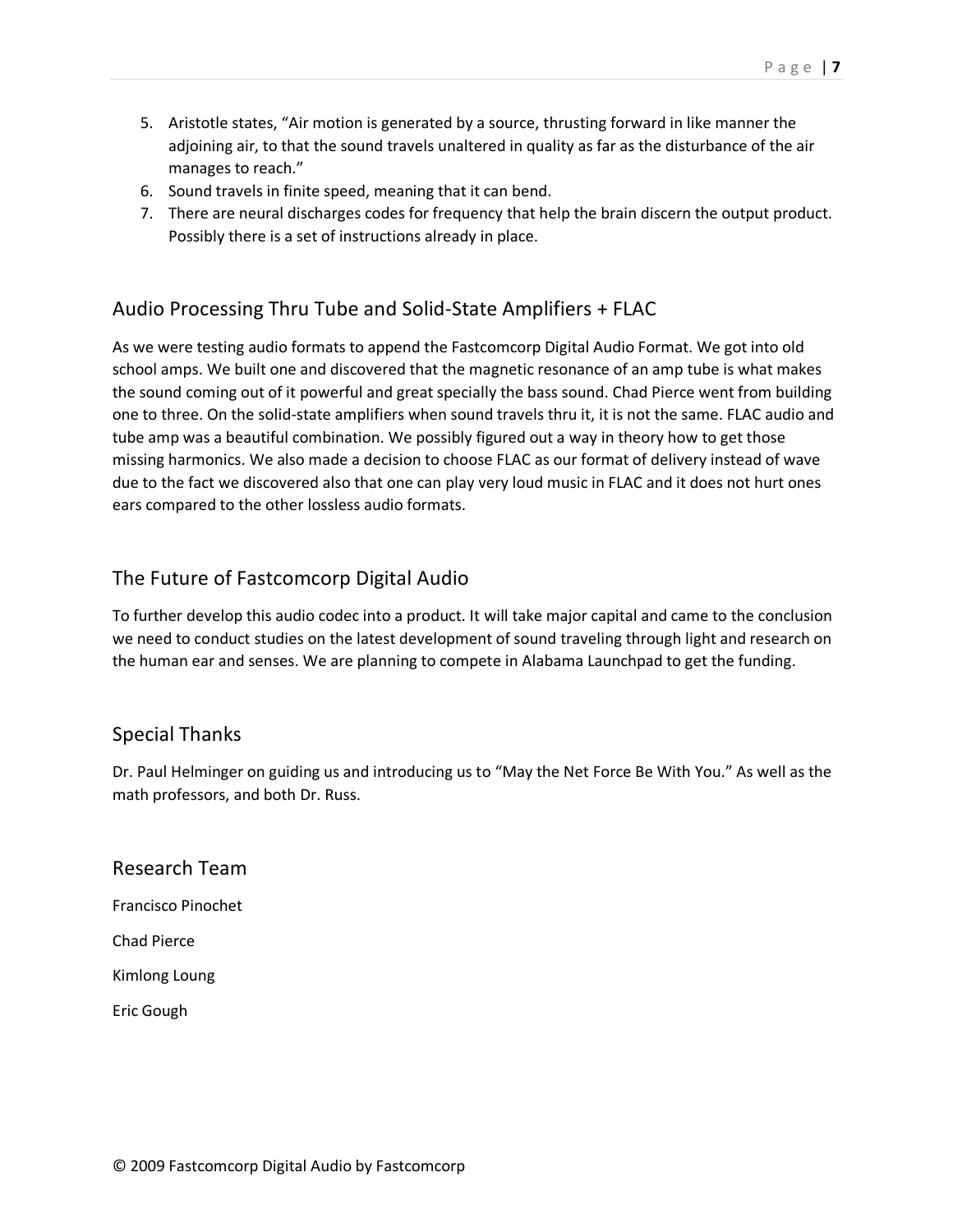5. Aristotle states, “Air motion is generated by a source, thrusting forward in like manner the adjoining air, to that the sound travels unaltered in quality as far as the disturbance of the air manages to reach.”
6. Sound travels in finite speed, meaning that it can bend.
7. There are neural discharges codes for frequency that help the brain discern the output product. Possibly there is a set of instructions already in place.

## Audio Processing Thru Tube and Solid-State Amplifiers + FLAC

As we were testing audio formats to append the Fastcomcorp Digital Audio Format. We got into old school amps. We built one and discovered that the magnetic resonance of an amp tube is what makes the sound coming out of it powerful and great specially the bass sound. Chad Pierce went from building one to three. On the solid-state amplifiers when sound travels thru it, it is not the same. FLAC audio and tube amp was a beautiful combination. We possibly figured out a way in theory how to get those missing harmonics. We also made a decision to choose FLAC as our format of delivery instead of wave due to the fact we discovered also that one can play very loud music in FLAC and it does not hurt ones ears compared to the other lossless audio formats.

## The Future of Fastcomcorp Digital Audio

To further develop this audio codec into a product. It will take major capital and came to the conclusion we need to conduct studies on the latest development of sound traveling through light and research on the human ear and senses. We are planning to compete in Alabama Launchpad to get the funding.

## Special Thanks

Dr. Paul Helminger on guiding us and introducing us to “May the Net Force Be With You.” As well as the math professors, and both Dr. Russ.

## Research Team

Francisco Pinochet

Chad Pierce

Kimlong Loung

Eric Gough

© 2009 Fastcomcorp Digital Audio by Fastcomcorp